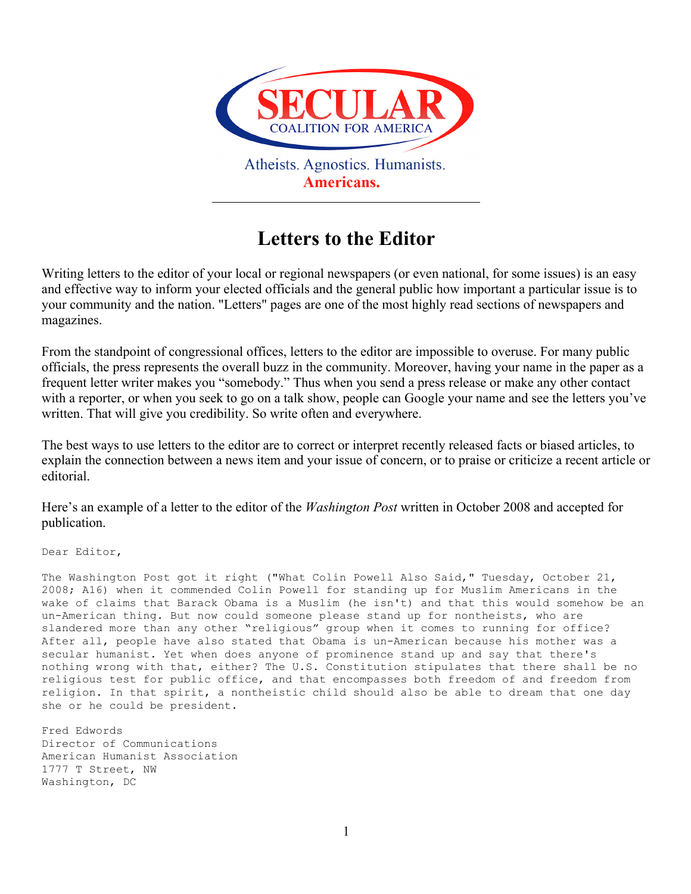**SECULAR**
COALITION FOR AMERICA

Atheists. Agnostics. Humanists.
**Americans.**

# Letters to the Editor

Writing letters to the editor of your local or regional newspapers (or even national, for some issues) is an easy and effective way to inform your elected officials and the general public how important a particular issue is to your community and the nation. "Letters" pages are one of the most highly read sections of newspapers and magazines.

From the standpoint of congressional offices, letters to the editor are impossible to overuse. For many public officials, the press represents the overall buzz in the community. Moreover, having your name in the paper as a frequent letter writer makes you "somebody." Thus when you send a press release or make any other contact with a reporter, or when you seek to go on a talk show, people can Google your name and see the letters you've written. That will give you credibility. So write often and everywhere.

The best ways to use letters to the editor are to correct or interpret recently released facts or biased articles, to explain the connection between a news item and your issue of concern, or to praise or criticize a recent article or editorial.

Here's an example of a letter to the editor of the *Washington Post* written in October 2008 and accepted for publication.

```
Dear Editor,

The Washington Post got it right ("What Colin Powell Also Said," Tuesday, October 21, 2008; A16) when it commended Colin Powell for standing up for Muslim Americans in the wake of claims that Barack Obama is a Muslim (he isn't) and that this would somehow be an un-American thing. But now could someone please stand up for nontheists, who are slandered more than any other "religious" group when it comes to running for office? After all, people have also stated that Obama is un-American because his mother was a secular humanist. Yet when does anyone of prominence stand up and say that there's nothing wrong with that, either? The U.S. Constitution stipulates that there shall be no religious test for public office, and that encompasses both freedom of and freedom from religion. In that spirit, a nontheistic child should also be able to dream that one day she or he could be president.

Fred Edwords
Director of Communications
American Humanist Association
1777 T Street, NW
Washington, DC
```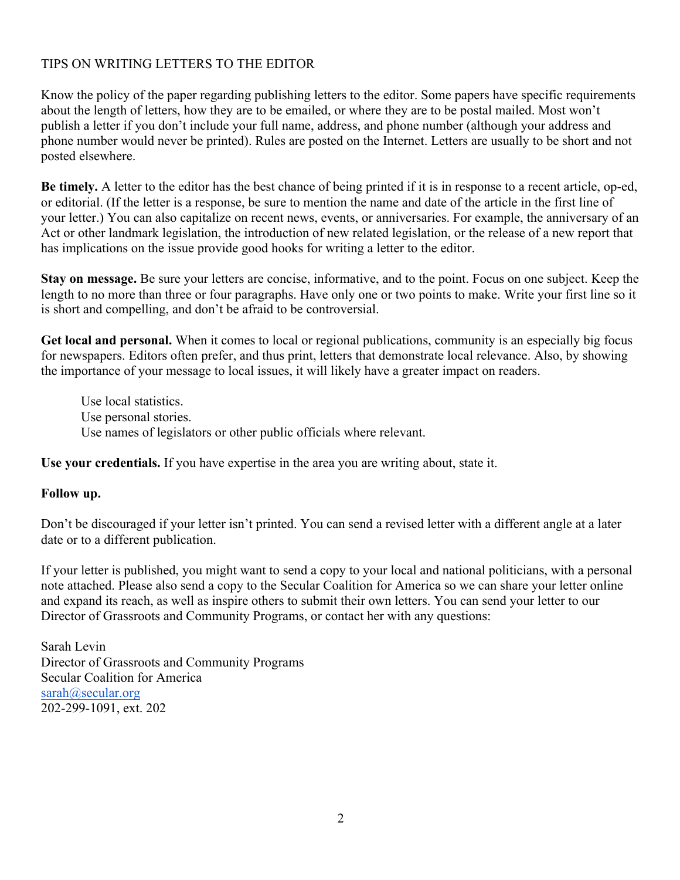# TIPS ON WRITING LETTERS TO THE EDITOR

Know the policy of the paper regarding publishing letters to the editor. Some papers have specific requirements about the length of letters, how they are to be emailed, or where they are to be postal mailed. Most won't publish a letter if you don't include your full name, address, and phone number (although your address and phone number would never be printed). Rules are posted on the Internet. Letters are usually to be short and not posted elsewhere.

**Be timely.** A letter to the editor has the best chance of being printed if it is in response to a recent article, op-ed, or editorial. (If the letter is a response, be sure to mention the name and date of the article in the first line of your letter.) You can also capitalize on recent news, events, or anniversaries. For example, the anniversary of an Act or other landmark legislation, the introduction of new related legislation, or the release of a new report that has implications on the issue provide good hooks for writing a letter to the editor.

**Stay on message.** Be sure your letters are concise, informative, and to the point. Focus on one subject. Keep the length to no more than three or four paragraphs. Have only one or two points to make. Write your first line so it is short and compelling, and don't be afraid to be controversial.

**Get local and personal.** When it comes to local or regional publications, community is an especially big focus for newspapers. Editors often prefer, and thus print, letters that demonstrate local relevance. Also, by showing the importance of your message to local issues, it will likely have a greater impact on readers.

Use local statistics.
Use personal stories.
Use names of legislators or other public officials where relevant.

**Use your credentials.** If you have expertise in the area you are writing about, state it.

**Follow up.**

Don't be discouraged if your letter isn't printed. You can send a revised letter with a different angle at a later date or to a different publication.

If your letter is published, you might want to send a copy to your local and national politicians, with a personal note attached. Please also send a copy to the Secular Coalition for America so we can share your letter online and expand its reach, as well as inspire others to submit their own letters. You can send your letter to our Director of Grassroots and Community Programs, or contact her with any questions:

Sarah Levin
Director of Grassroots and Community Programs
Secular Coalition for America
sarah@secular.org
202-299-1091, ext. 202